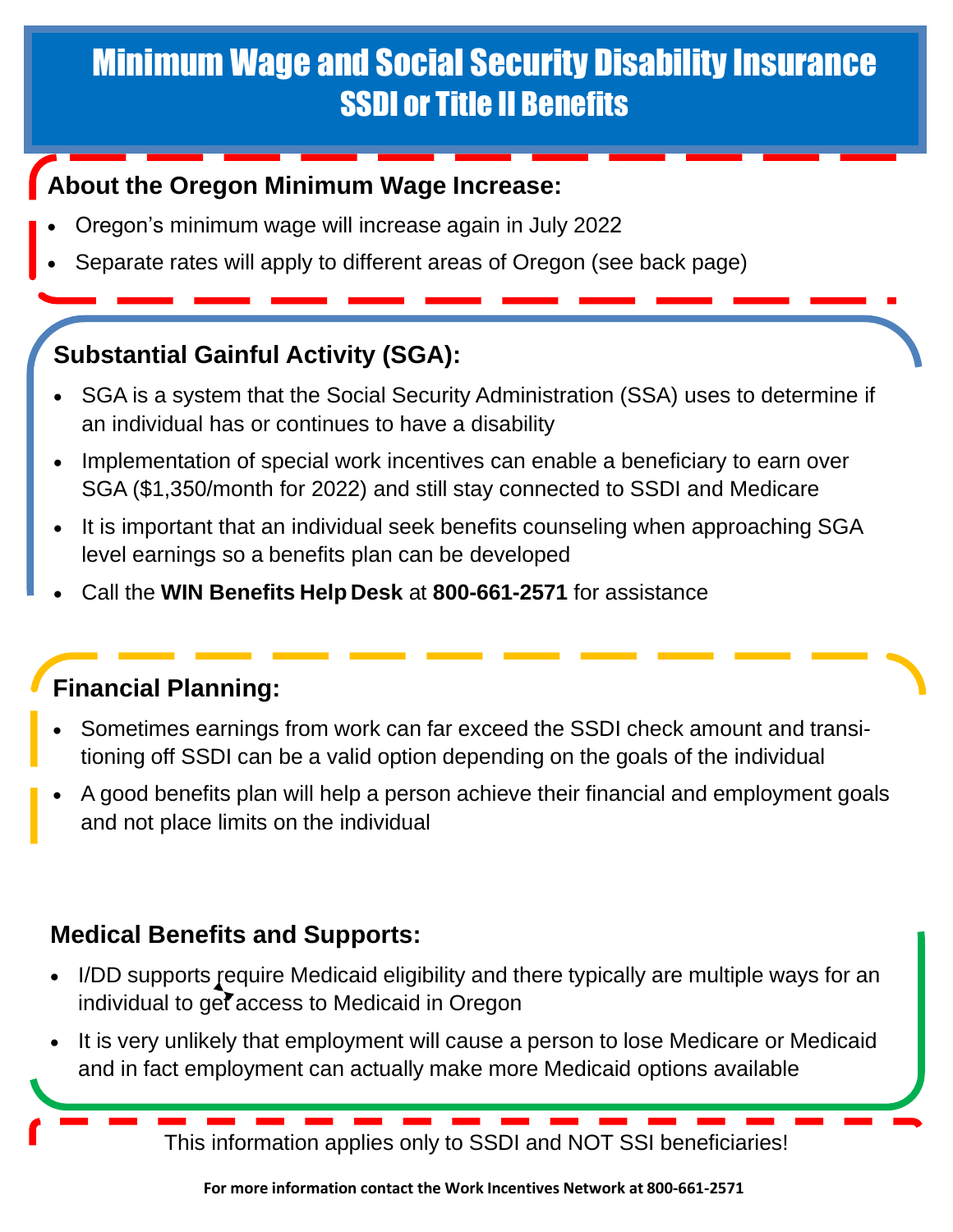# Minimum Wage and Social Security Disability Insurance

## SSDI or Title II Benefits

### About the Oregon Minimum Wage Increase:

- Oregon's minimum wage will increase again in July 2022
- Separate rates will apply to different areas of Oregon (see back page)

### Substantial Gainful Activity (SGA):

- SGA is a system that the Social Security Administration (SSA) uses to determine if an individual has or continues to have a disability
- Implementation of special work incentives can enable a beneficiary to earn over SGA ($1,350/month for 2022) and still stay connected to SSDI and Medicare
- It is important that an individual seek benefits counseling when approaching SGA level earnings so a benefits plan can be developed
- Call the **WIN Benefits Help Desk** at **800-661-2571** for assistance

### Financial Planning:

- Sometimes earnings from work can far exceed the SSDI check amount and transitioning off SSDI can be a valid option depending on the goals of the individual
- A good benefits plan will help a person achieve their financial and employment goals and not place limits on the individual

### Medical Benefits and Supports:

- I/DD supports require Medicaid eligibility and there typically are multiple ways for an individual to get access to Medicaid in Oregon
- It is very unlikely that employment will cause a person to lose Medicare or Medicaid and in fact employment can actually make more Medicaid options available

This information applies only to SSDI and NOT SSI beneficiaries!

**For more information contact the Work Incentives Network at 800-661-2571**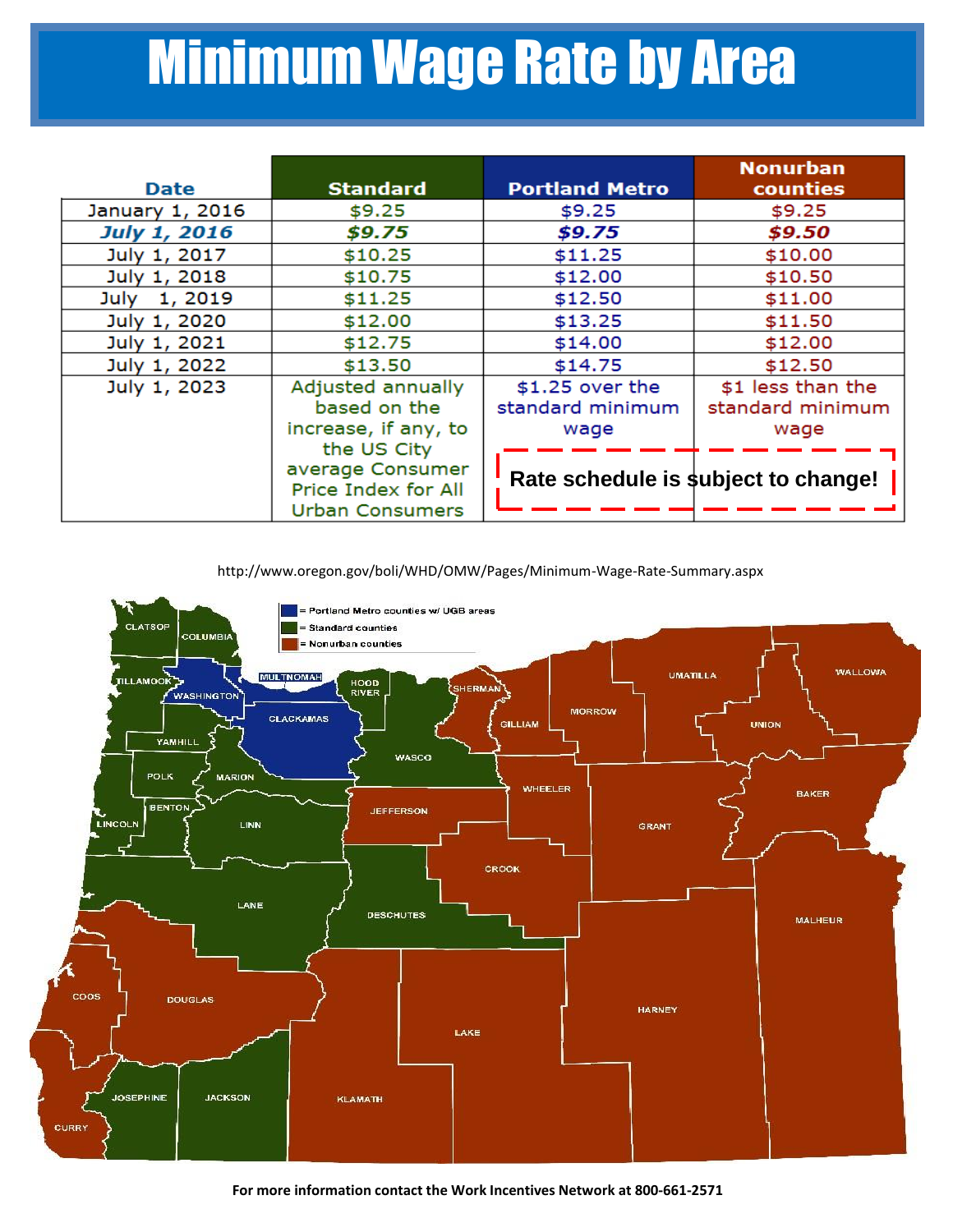# Minimum Wage Rate by Area

| Date | Standard | Portland Metro | Nonurban counties |
|---|---|---|---|
| January 1, 2016 | $9.25 | $9.25 | $9.25 |
| ***July 1, 2016*** | ***$9.75*** | ***$9.75*** | ***$9.50*** |
| July 1, 2017 | $10.25 | $11.25 | $10.00 |
| July 1, 2018 | $10.75 | $12.00 | $10.50 |
| July 1, 2019 | $11.25 | $12.50 | $11.00 |
| July 1, 2020 | $12.00 | $13.25 | $11.50 |
| July 1, 2021 | $12.75 | $14.00 | $12.00 |
| July 1, 2022 | $13.50 | $14.75 | $12.50 |
| July 1, 2023 | Adjusted annually based on the increase, if any, to the US City average Consumer Price Index for All Urban Consumers | $1.25 over the standard minimum wage | $1 less than the standard minimum wage |

**Rate schedule is subject to change!**

http://www.oregon.gov/boli/WHD/OMW/Pages/Minimum-Wage-Rate-Summary.aspx

= Portland Metro counties w/ UGB areas
= Standard counties
= Nonurban counties

CLATSOP
COLUMBIA
TILLAMOOK
WASHINGTON
MULTNOMAH
HOOD RIVER
SHERMAN
CLACKAMAS
YAMHILL
POLK
MARION
WASCO
GILLIAM
MORROW
UMATILLA
UNION
WALLOWA
BENTON
LINCOLN
LINN
JEFFERSON
WHEELER
GRANT
BAKER
CROOK
LANE
DESCHUTES
MALHEUR
COOS
DOUGLAS
HARNEY
LAKE
JOSEPHINE
JACKSON
KLAMATH
CURRY

**For more information contact the Work Incentives Network at 800-661-2571**